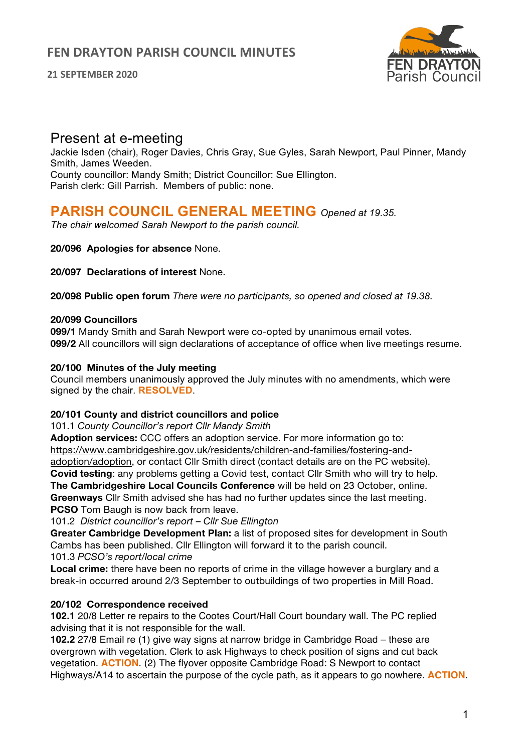# FEN DRAYTON PARISH COUNCIL MINUTES

**21 SEPTEMBER 2020**

## Present at e-meeting

Jackie Isden (chair), Roger Davies, Chris Gray, Sue Gyles, Sarah Newport, Paul Pinner, Mandy Smith, James Weeden.
County councillor: Mandy Smith; District Councillor: Sue Ellington.
Parish clerk: Gill Parrish. Members of public: none.

## PARISH COUNCIL GENERAL MEETING *Opened at 19.35.*

*The chair welcomed Sarah Newport to the parish council.*

**20/096 Apologies for absence** None.

**20/097 Declarations of interest** None.

**20/098 Public open forum** *There were no participants, so opened and closed at 19.38.*

**20/099 Councillors**
**099/1** Mandy Smith and Sarah Newport were co-opted by unanimous email votes.
**099/2** All councillors will sign declarations of acceptance of office when live meetings resume.

**20/100 Minutes of the July meeting**
Council members unanimously approved the July minutes with no amendments, which were signed by the chair. **RESOLVED**.

**20/101 County and district councillors and police**
101.1 *County Councillor's report Cllr Mandy Smith*
**Adoption services:** CCC offers an adoption service. For more information go to: https://www.cambridgeshire.gov.uk/residents/children-and-families/fostering-and-adoption/adoption, or contact Cllr Smith direct (contact details are on the PC website).
**Covid testing**: any problems getting a Covid test, contact Cllr Smith who will try to help.
**The Cambridgeshire Local Councils Conference** will be held on 23 October, online.
**Greenways** Cllr Smith advised she has had no further updates since the last meeting.
**PCSO** Tom Baugh is now back from leave.
101.2 *District councillor's report – Cllr Sue Ellington*
**Greater Cambridge Development Plan:** a list of proposed sites for development in South Cambs has been published. Cllr Ellington will forward it to the parish council.
101.3 *PCSO's report/local crime*
**Local crime:** there have been no reports of crime in the village however a burglary and a break-in occurred around 2/3 September to outbuildings of two properties in Mill Road.

**20/102 Correspondence received**
**102.1** 20/8 Letter re repairs to the Cootes Court/Hall Court boundary wall. The PC replied advising that it is not responsible for the wall.
**102.2** 27/8 Email re (1) give way signs at narrow bridge in Cambridge Road – these are overgrown with vegetation. Clerk to ask Highways to check position of signs and cut back vegetation. **ACTION**. (2) The flyover opposite Cambridge Road: S Newport to contact Highways/A14 to ascertain the purpose of the cycle path, as it appears to go nowhere. **ACTION**.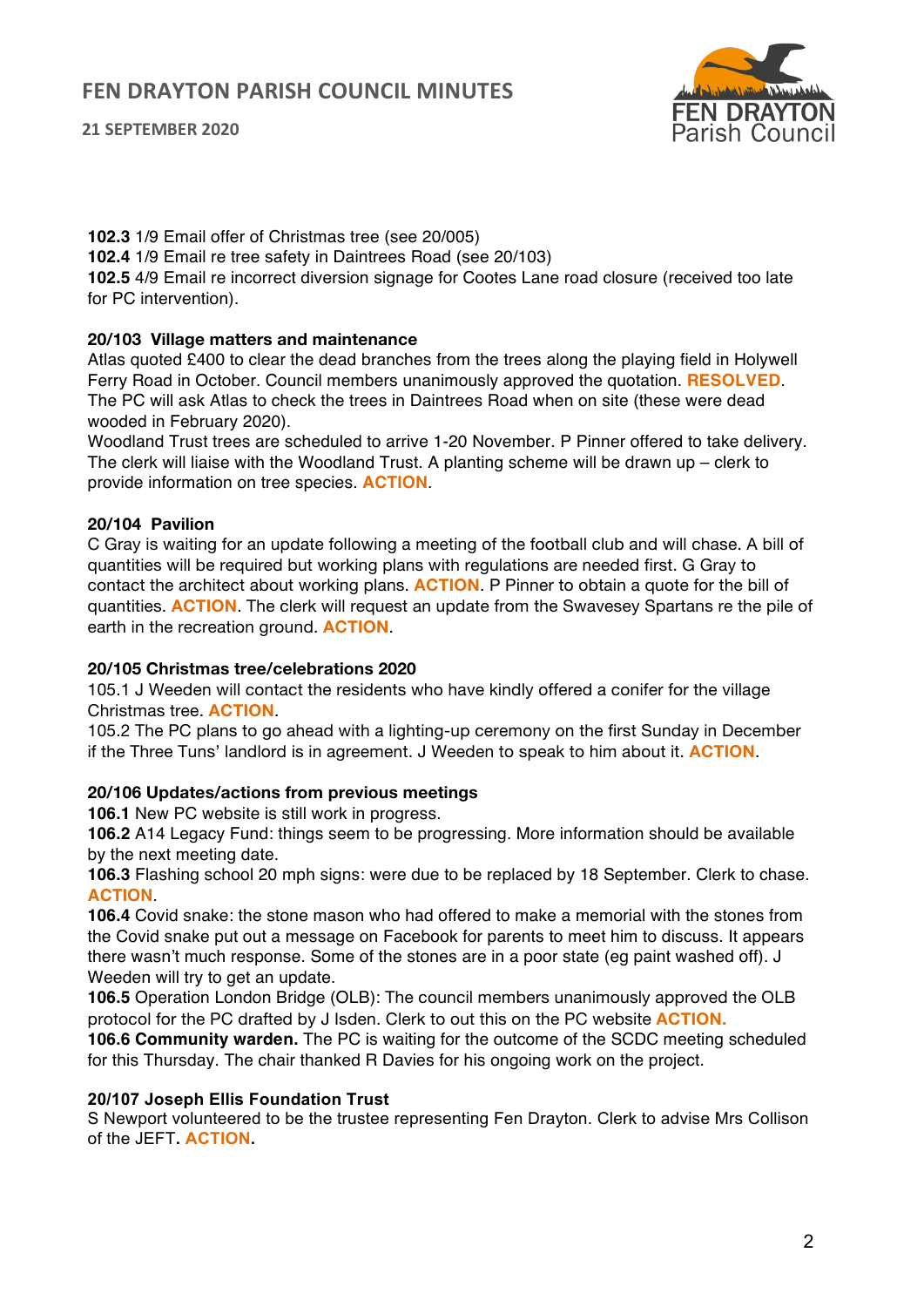**102.3** 1/9 Email offer of Christmas tree (see 20/005)
**102.4** 1/9 Email re tree safety in Daintrees Road (see 20/103)
**102.5** 4/9 Email re incorrect diversion signage for Cootes Lane road closure (received too late for PC intervention).

**20/103 Village matters and maintenance**
Atlas quoted £400 to clear the dead branches from the trees along the playing field in Holywell Ferry Road in October. Council members unanimously approved the quotation. **RESOLVED**. The PC will ask Atlas to check the trees in Daintrees Road when on site (these were dead wooded in February 2020).
Woodland Trust trees are scheduled to arrive 1-20 November. P Pinner offered to take delivery. The clerk will liaise with the Woodland Trust. A planting scheme will be drawn up – clerk to provide information on tree species. **ACTION**.

**20/104 Pavilion**
C Gray is waiting for an update following a meeting of the football club and will chase. A bill of quantities will be required but working plans with regulations are needed first. G Gray to contact the architect about working plans. **ACTION**. P Pinner to obtain a quote for the bill of quantities. **ACTION**. The clerk will request an update from the Swavesey Spartans re the pile of earth in the recreation ground. **ACTION**.

**20/105 Christmas tree/celebrations 2020**
105.1 J Weeden will contact the residents who have kindly offered a conifer for the village Christmas tree. **ACTION**.
105.2 The PC plans to go ahead with a lighting-up ceremony on the first Sunday in December if the Three Tuns' landlord is in agreement. J Weeden to speak to him about it. **ACTION**.

**20/106 Updates/actions from previous meetings**
**106.1** New PC website is still work in progress.
**106.2** A14 Legacy Fund: things seem to be progressing. More information should be available by the next meeting date.
**106.3** Flashing school 20 mph signs: were due to be replaced by 18 September. Clerk to chase. **ACTION**.
**106.4** Covid snake: the stone mason who had offered to make a memorial with the stones from the Covid snake put out a message on Facebook for parents to meet him to discuss. It appears there wasn't much response. Some of the stones are in a poor state (eg paint washed off). J Weeden will try to get an update.
**106.5** Operation London Bridge (OLB): The council members unanimously approved the OLB protocol for the PC drafted by J Isden. Clerk to out this on the PC website **ACTION.**
**106.6 Community warden.** The PC is waiting for the outcome of the SCDC meeting scheduled for this Thursday. The chair thanked R Davies for his ongoing work on the project.

**20/107 Joseph Ellis Foundation Trust**
S Newport volunteered to be the trustee representing Fen Drayton. Clerk to advise Mrs Collison of the JEFT**.** **ACTION**.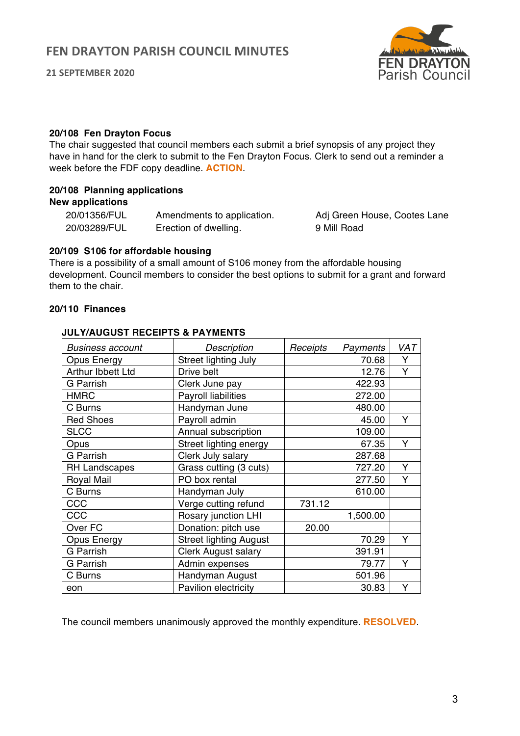#### 20/108 Fen Drayton Focus

The chair suggested that council members each submit a brief synopsis of any project they have in hand for the clerk to submit to the Fen Drayton Focus. Clerk to send out a reminder a week before the FDF copy deadline. **ACTION**.

#### 20/108 Planning applications

**New applications**

| | | |
|---|---|---|
| 20/01356/FUL | Amendments to application. | Adj Green House, Cootes Lane |
| 20/03289/FUL | Erection of dwelling. | 9 Mill Road |

#### 20/109 S106 for affordable housing

There is a possibility of a small amount of S106 money from the affordable housing development. Council members to consider the best options to submit for a grant and forward them to the chair.

#### 20/110 Finances

**JULY/AUGUST RECEIPTS & PAYMENTS**

| *Business account* | *Description* | *Receipts* | *Payments* | *VAT* |
|---|---|---|---|---|
| Opus Energy | Street lighting July | | 70.68 | Y |
| Arthur Ibbett Ltd | Drive belt | | 12.76 | Y |
| G Parrish | Clerk June pay | | 422.93 | |
| HMRC | Payroll liabilities | | 272.00 | |
| C Burns | Handyman June | | 480.00 | |
| Red Shoes | Payroll admin | | 45.00 | Y |
| SLCC | Annual subscription | | 109.00 | |
| Opus | Street lighting energy | | 67.35 | Y |
| G Parrish | Clerk July salary | | 287.68 | |
| RH Landscapes | Grass cutting (3 cuts) | | 727.20 | Y |
| Royal Mail | PO box rental | | 277.50 | Y |
| C Burns | Handyman July | | 610.00 | |
| CCC | Verge cutting refund | 731.12 | | |
| CCC | Rosary junction LHI | | 1,500.00 | |
| Over FC | Donation: pitch use | 20.00 | | |
| Opus Energy | Street lighting August | | 70.29 | Y |
| G Parrish | Clerk August salary | | 391.91 | |
| G Parrish | Admin expenses | | 79.77 | Y |
| C Burns | Handyman August | | 501.96 | |
| eon | Pavilion electricity | | 30.83 | Y |

The council members unanimously approved the monthly expenditure. **RESOLVED**.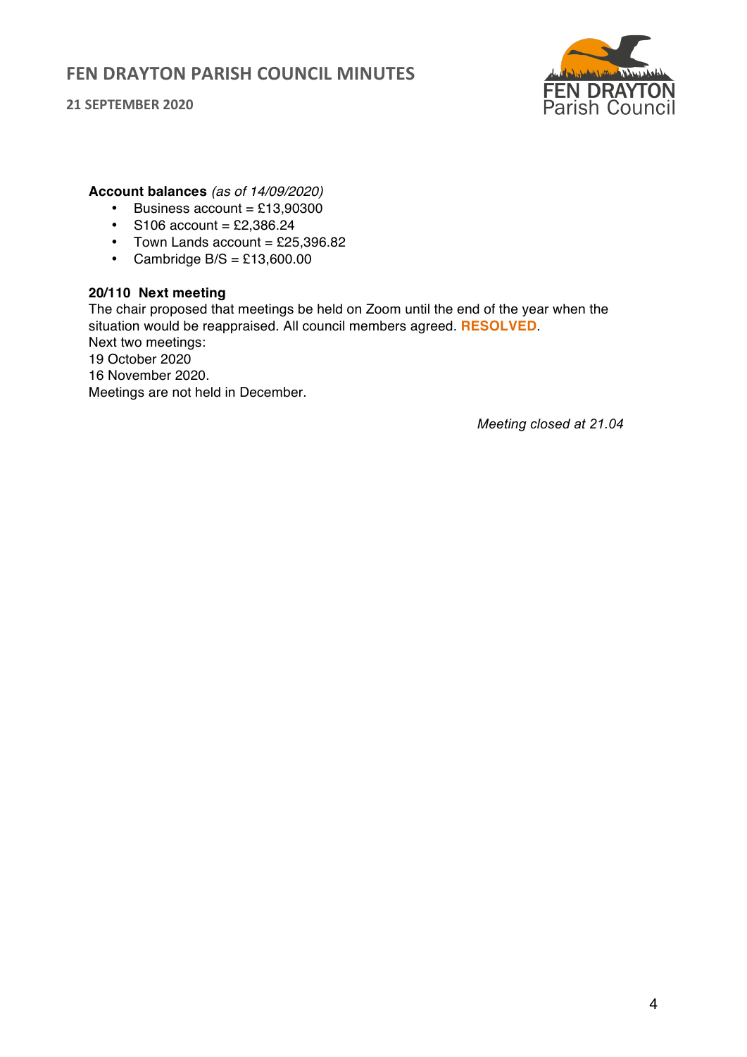**Account balances** *(as of 14/09/2020)*

- Business account = £13,90300
- S106 account = £2,386.24
- Town Lands account = £25,396.82
- Cambridge B/S = £13,600.00

**20/110 Next meeting**

The chair proposed that meetings be held on Zoom until the end of the year when the situation would be reappraised. All council members agreed. **RESOLVED**.

Next two meetings:
19 October 2020
16 November 2020.
Meetings are not held in December.

*Meeting closed at 21.04*